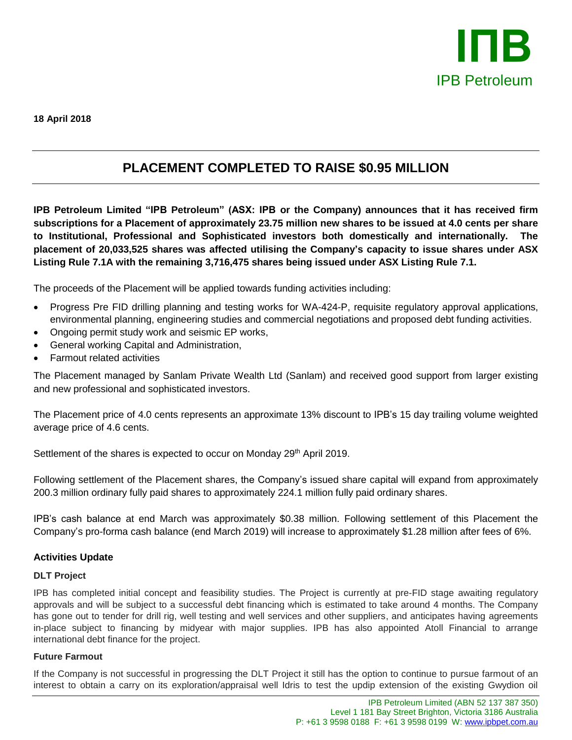**18 April 2018**

# PLACEMENT COMPLETED TO RAISE $0.95 MILLION

**IPB Petroleum Limited "IPB Petroleum" (ASX: IPB or the Company) announces that it has received firm subscriptions for a Placement of approximately 23.75 million new shares to be issued at 4.0 cents per share to Institutional, Professional and Sophisticated investors both domestically and internationally. The placement of 20,033,525 shares was affected utilising the Company's capacity to issue shares under ASX Listing Rule 7.1A with the remaining 3,716,475 shares being issued under ASX Listing Rule 7.1.**

The proceeds of the Placement will be applied towards funding activities including:

- Progress Pre FID drilling planning and testing works for WA-424-P, requisite regulatory approval applications, environmental planning, engineering studies and commercial negotiations and proposed debt funding activities.
- Ongoing permit study work and seismic EP works,
- General working Capital and Administration,
- Farmout related activities

The Placement managed by Sanlam Private Wealth Ltd (Sanlam) and received good support from larger existing and new professional and sophisticated investors.

The Placement price of 4.0 cents represents an approximate 13% discount to IPB's 15 day trailing volume weighted average price of 4.6 cents.

Settlement of the shares is expected to occur on Monday 29th April 2019.

Following settlement of the Placement shares, the Company's issued share capital will expand from approximately 200.3 million ordinary fully paid shares to approximately 224.1 million fully paid ordinary shares.

IPB's cash balance at end March was approximately $0.38 million. Following settlement of this Placement the Company's pro-forma cash balance (end March 2019) will increase to approximately $1.28 million after fees of 6%.

## Activities Update

### DLT Project

IPB has completed initial concept and feasibility studies. The Project is currently at pre-FID stage awaiting regulatory approvals and will be subject to a successful debt financing which is estimated to take around 4 months. The Company has gone out to tender for drill rig, well testing and well services and other suppliers, and anticipates having agreements in-place subject to financing by midyear with major supplies. IPB has also appointed Atoll Financial to arrange international debt finance for the project.

### Future Farmout

If the Company is not successful in progressing the DLT Project it still has the option to continue to pursue farmout of an interest to obtain a carry on its exploration/appraisal well Idris to test the updip extension of the existing Gwydion oil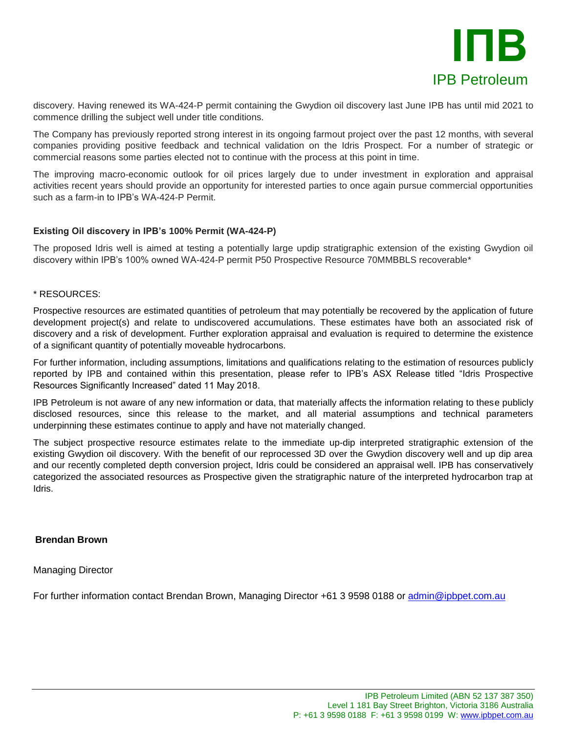discovery. Having renewed its WA-424-P permit containing the Gwydion oil discovery last June IPB has until mid 2021 to commence drilling the subject well under title conditions.

The Company has previously reported strong interest in its ongoing farmout project over the past 12 months, with several companies providing positive feedback and technical validation on the Idris Prospect. For a number of strategic or commercial reasons some parties elected not to continue with the process at this point in time.

The improving macro-economic outlook for oil prices largely due to under investment in exploration and appraisal activities recent years should provide an opportunity for interested parties to once again pursue commercial opportunities such as a farm-in to IPB's WA-424-P Permit.

**Existing Oil discovery in IPB's 100% Permit (WA-424-P)**

The proposed Idris well is aimed at testing a potentially large updip stratigraphic extension of the existing Gwydion oil discovery within IPB's 100% owned WA-424-P permit P50 Prospective Resource 70MMBBLS recoverable*

\* RESOURCES:

Prospective resources are estimated quantities of petroleum that may potentially be recovered by the application of future development project(s) and relate to undiscovered accumulations. These estimates have both an associated risk of discovery and a risk of development. Further exploration appraisal and evaluation is required to determine the existence of a significant quantity of potentially moveable hydrocarbons.

For further information, including assumptions, limitations and qualifications relating to the estimation of resources publicly reported by IPB and contained within this presentation, please refer to IPB's ASX Release titled "Idris Prospective Resources Significantly Increased" dated 11 May 2018.

IPB Petroleum is not aware of any new information or data, that materially affects the information relating to these publicly disclosed resources, since this release to the market, and all material assumptions and technical parameters underpinning these estimates continue to apply and have not materially changed.

The subject prospective resource estimates relate to the immediate up-dip interpreted stratigraphic extension of the existing Gwydion oil discovery. With the benefit of our reprocessed 3D over the Gwydion discovery well and up dip area and our recently completed depth conversion project, Idris could be considered an appraisal well. IPB has conservatively categorized the associated resources as Prospective given the stratigraphic nature of the interpreted hydrocarbon trap at Idris.

**Brendan Brown**

Managing Director

For further information contact Brendan Brown, Managing Director +61 3 9598 0188 or admin@ipbpet.com.au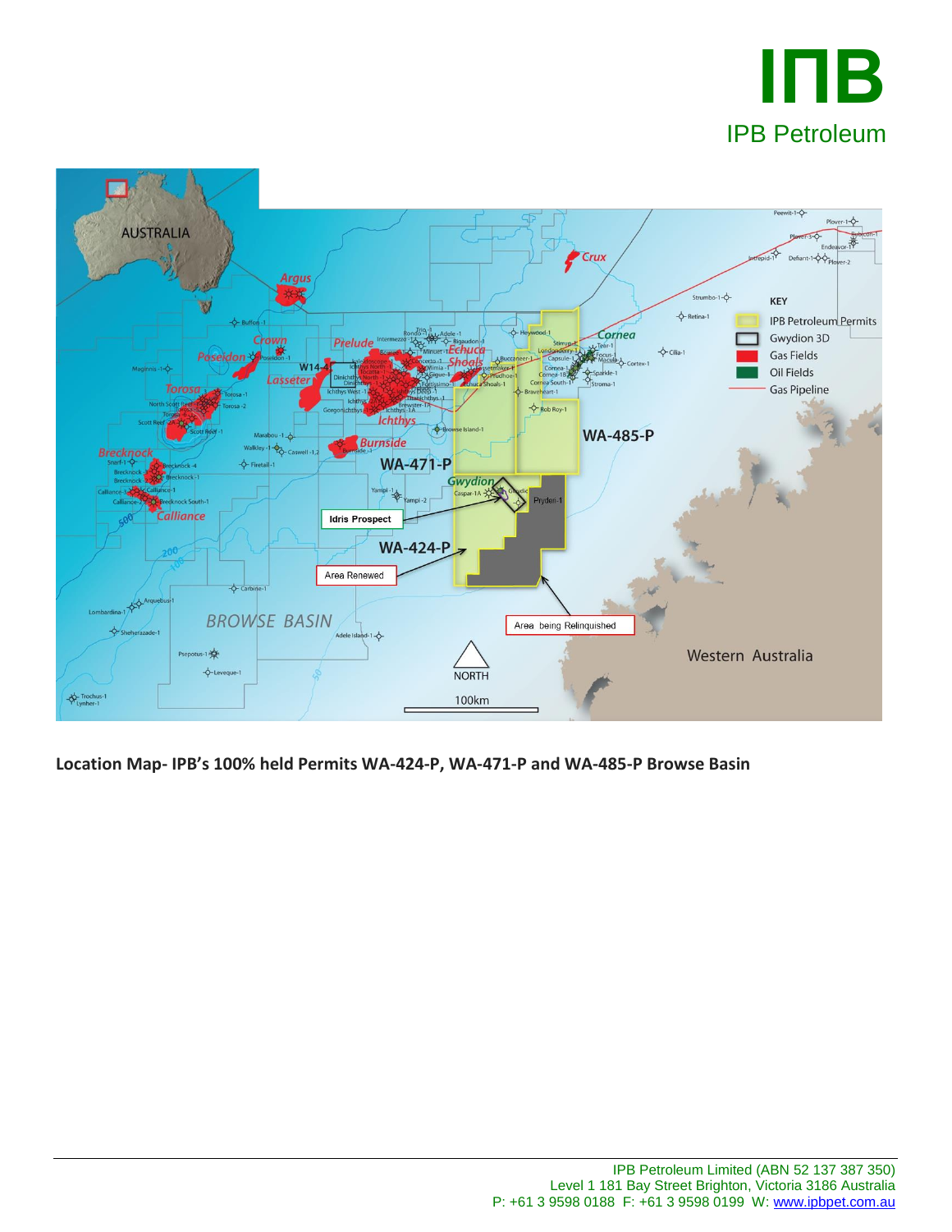Location Map- IPB's 100% held Permits WA-424-P, WA-471-P and WA-485-P Browse Basin